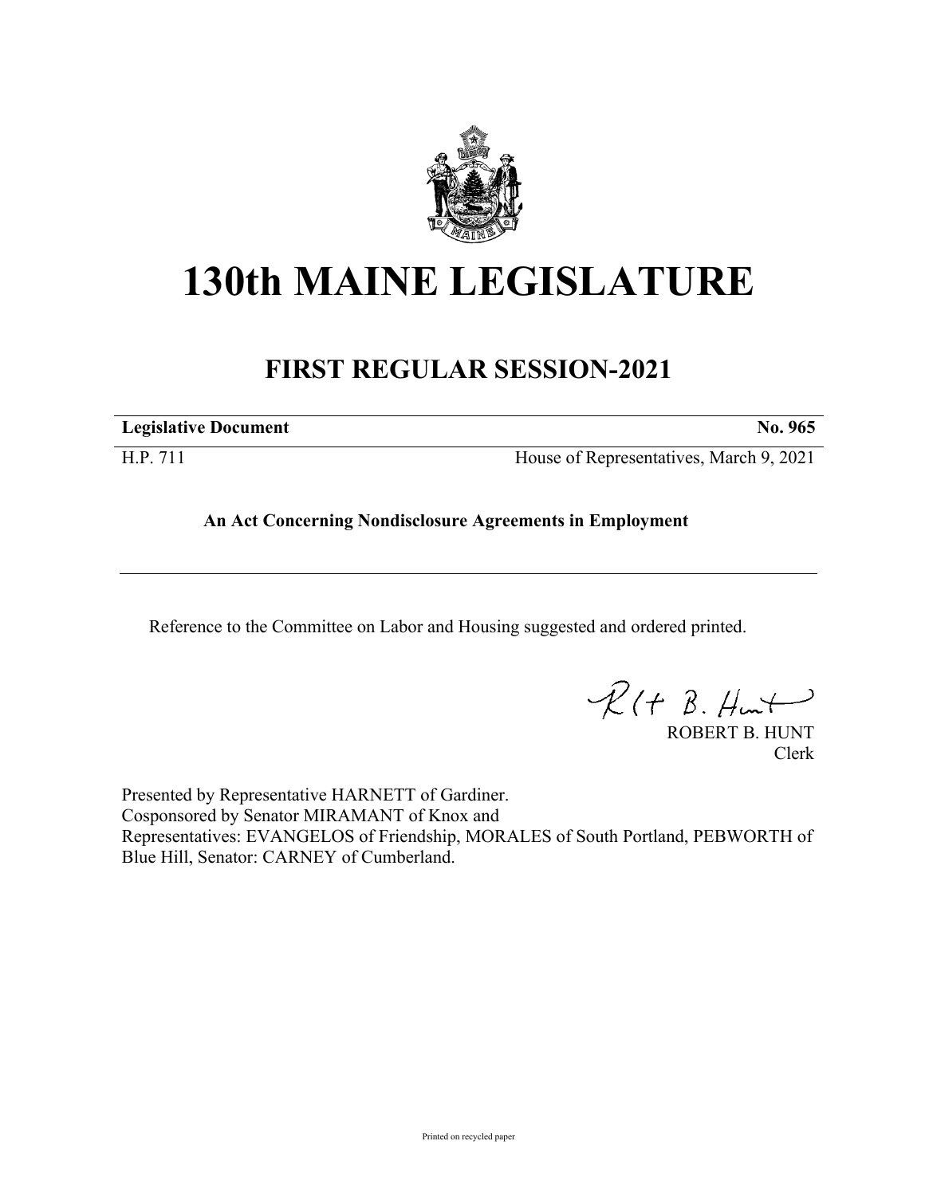# 130th MAINE LEGISLATURE

## FIRST REGULAR SESSION-2021

**Legislative Document** **No. 965**

H.P. 711 House of Representatives, March 9, 2021

**An Act Concerning Nondisclosure Agreements in Employment**

Reference to the Committee on Labor and Housing suggested and ordered printed.

ROBERT B. HUNT
Clerk

Presented by Representative HARNETT of Gardiner.
Cosponsored by Senator MIRAMANT of Knox and
Representatives: EVANGELOS of Friendship, MORALES of South Portland, PEBWORTH of Blue Hill, Senator: CARNEY of Cumberland.

Printed on recycled paper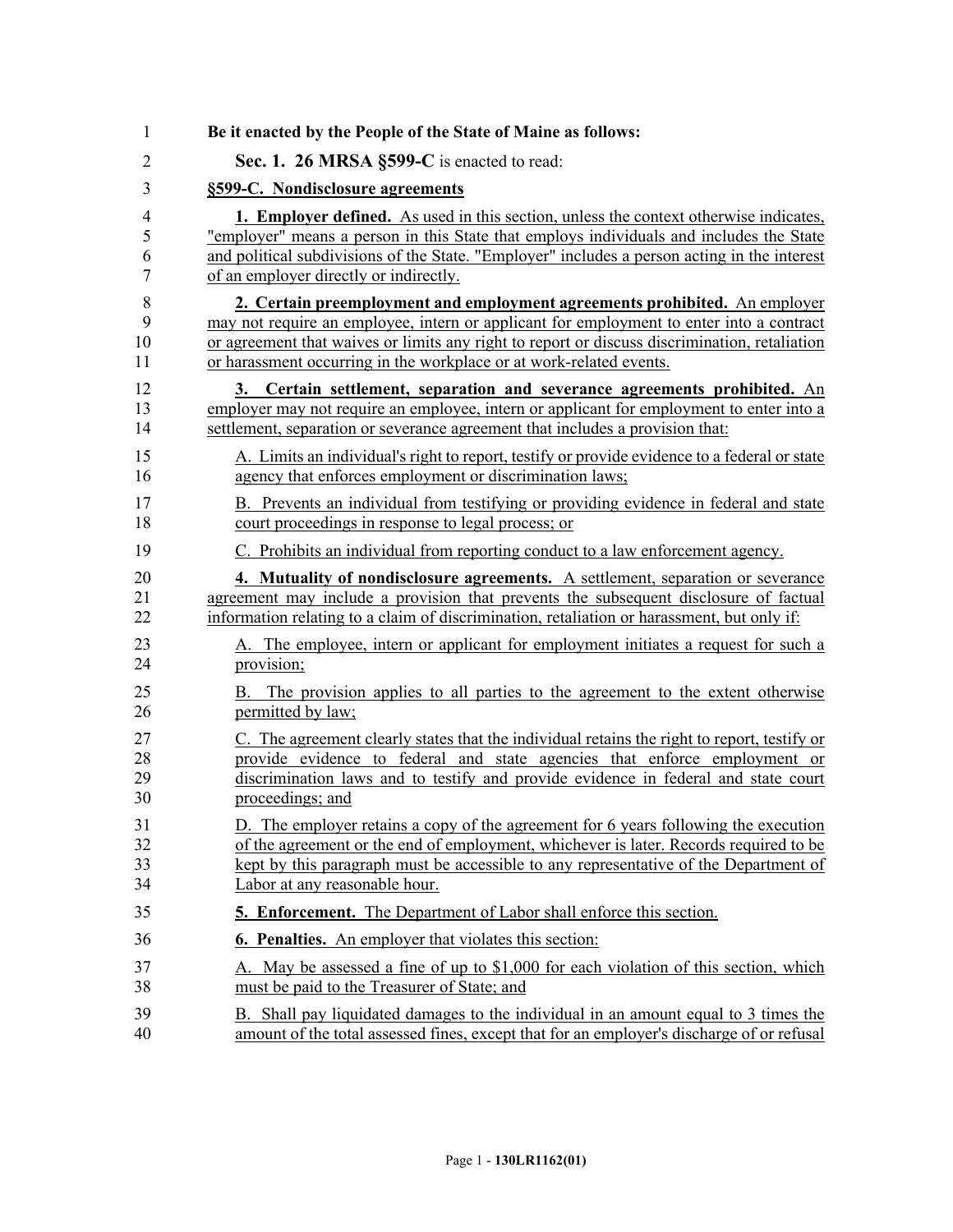**Be it enacted by the People of the State of Maine as follows:**

**Sec. 1. 26 MRSA §599-C** is enacted to read:

**§599-C. Nondisclosure agreements**

**1. Employer defined.** As used in this section, unless the context otherwise indicates, "employer" means a person in this State that employs individuals and includes the State and political subdivisions of the State. "Employer" includes a person acting in the interest of an employer directly or indirectly.

**2. Certain preemployment and employment agreements prohibited.** An employer may not require an employee, intern or applicant for employment to enter into a contract or agreement that waives or limits any right to report or discuss discrimination, retaliation or harassment occurring in the workplace or at work-related events.

**3. Certain settlement, separation and severance agreements prohibited.** An employer may not require an employee, intern or applicant for employment to enter into a settlement, separation or severance agreement that includes a provision that:

A. Limits an individual's right to report, testify or provide evidence to a federal or state agency that enforces employment or discrimination laws;

B. Prevents an individual from testifying or providing evidence in federal and state court proceedings in response to legal process; or

C. Prohibits an individual from reporting conduct to a law enforcement agency.

**4. Mutuality of nondisclosure agreements.** A settlement, separation or severance agreement may include a provision that prevents the subsequent disclosure of factual information relating to a claim of discrimination, retaliation or harassment, but only if:

A. The employee, intern or applicant for employment initiates a request for such a provision;

B. The provision applies to all parties to the agreement to the extent otherwise permitted by law;

C. The agreement clearly states that the individual retains the right to report, testify or provide evidence to federal and state agencies that enforce employment or discrimination laws and to testify and provide evidence in federal and state court proceedings; and

D. The employer retains a copy of the agreement for 6 years following the execution of the agreement or the end of employment, whichever is later. Records required to be kept by this paragraph must be accessible to any representative of the Department of Labor at any reasonable hour.

**5. Enforcement.** The Department of Labor shall enforce this section.

**6. Penalties.** An employer that violates this section:

A. May be assessed a fine of up to $1,000 for each violation of this section, which must be paid to the Treasurer of State; and

B. Shall pay liquidated damages to the individual in an amount equal to 3 times the amount of the total assessed fines, except that for an employer's discharge of or refusal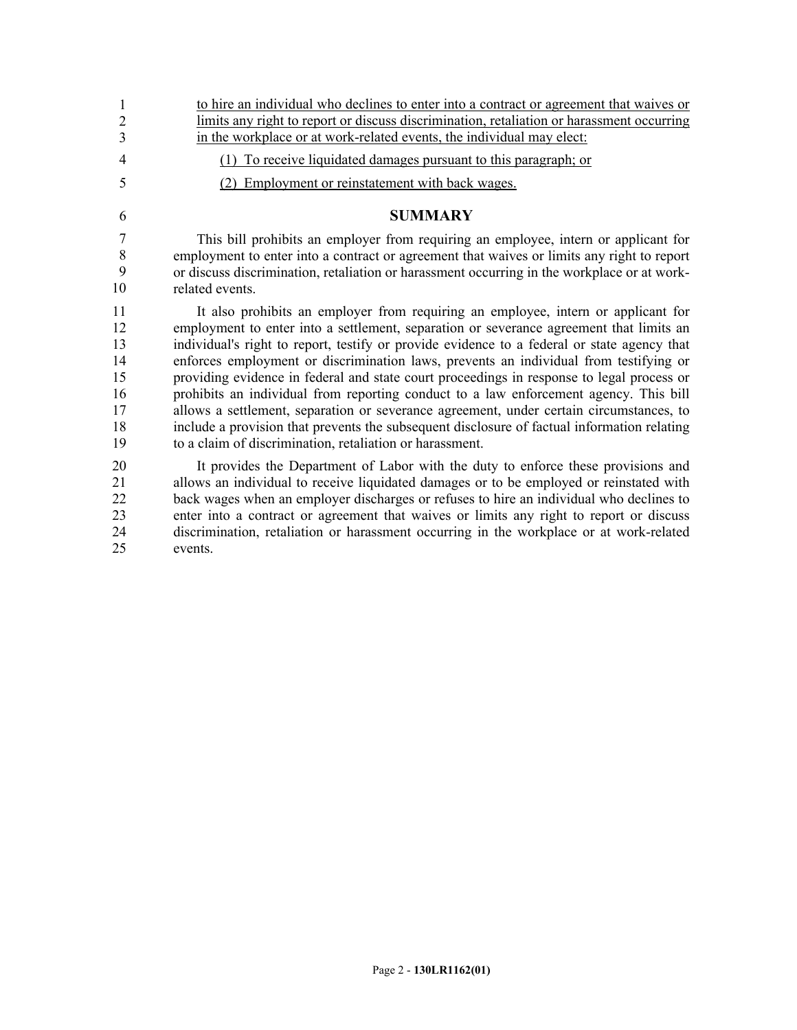to hire an individual who declines to enter into a contract or agreement that waives or limits any right to report or discuss discrimination, retaliation or harassment occurring in the workplace or at work-related events, the individual may elect:

(1) To receive liquidated damages pursuant to this paragraph; or

(2) Employment or reinstatement with back wages.

## SUMMARY

This bill prohibits an employer from requiring an employee, intern or applicant for employment to enter into a contract or agreement that waives or limits any right to report or discuss discrimination, retaliation or harassment occurring in the workplace or at work-related events.

It also prohibits an employer from requiring an employee, intern or applicant for employment to enter into a settlement, separation or severance agreement that limits an individual's right to report, testify or provide evidence to a federal or state agency that enforces employment or discrimination laws, prevents an individual from testifying or providing evidence in federal and state court proceedings in response to legal process or prohibits an individual from reporting conduct to a law enforcement agency. This bill allows a settlement, separation or severance agreement, under certain circumstances, to include a provision that prevents the subsequent disclosure of factual information relating to a claim of discrimination, retaliation or harassment.

It provides the Department of Labor with the duty to enforce these provisions and allows an individual to receive liquidated damages or to be employed or reinstated with back wages when an employer discharges or refuses to hire an individual who declines to enter into a contract or agreement that waives or limits any right to report or discuss discrimination, retaliation or harassment occurring in the workplace or at work-related events.